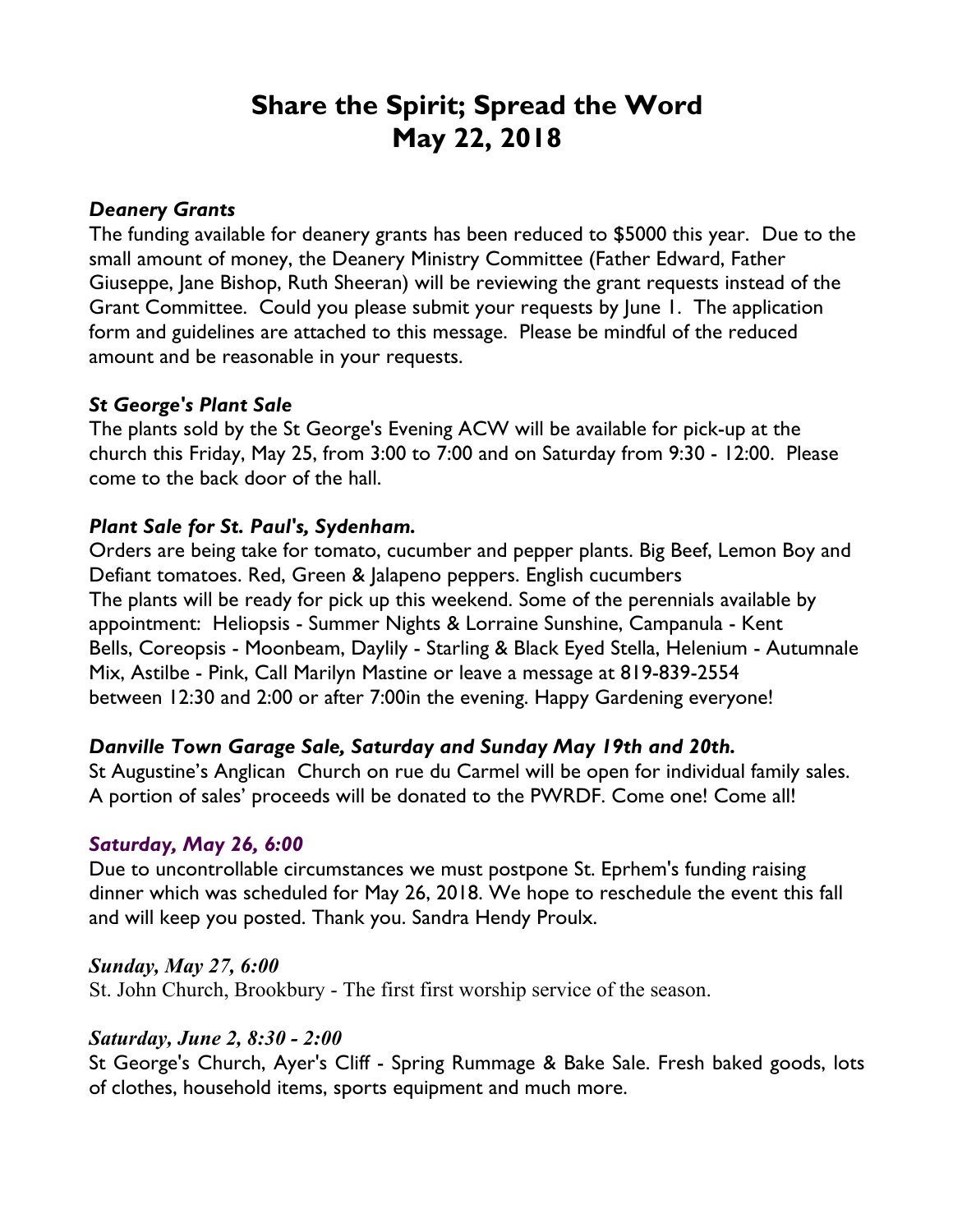# Share the Spirit; Spread the Word
# May 22, 2018

***Deanery Grants***

The funding available for deanery grants has been reduced to $5000 this year. Due to the small amount of money, the Deanery Ministry Committee (Father Edward, Father Giuseppe, Jane Bishop, Ruth Sheeran) will be reviewing the grant requests instead of the Grant Committee. Could you please submit your requests by June 1. The application form and guidelines are attached to this message. Please be mindful of the reduced amount and be reasonable in your requests.

***St George's Plant Sale***

The plants sold by the St George's Evening ACW will be available for pick-up at the church this Friday, May 25, from 3:00 to 7:00 and on Saturday from 9:30 - 12:00. Please come to the back door of the hall.

***Plant Sale for St. Paul's, Sydenham.***

Orders are being take for tomato, cucumber and pepper plants. Big Beef, Lemon Boy and Defiant tomatoes. Red, Green & Jalapeno peppers. English cucumbers
The plants will be ready for pick up this weekend. Some of the perennials available by appointment: Heliopsis - Summer Nights & Lorraine Sunshine, Campanula - Kent Bells, Coreopsis - Moonbeam, Daylily - Starling & Black Eyed Stella, Helenium - Autumnale Mix, Astilbe - Pink, Call Marilyn Mastine or leave a message at 819-839-2554 between 12:30 and 2:00 or after 7:00in the evening. Happy Gardening everyone!

***Danville Town Garage Sale, Saturday and Sunday May 19th and 20th.***

St Augustine's Anglican Church on rue du Carmel will be open for individual family sales. A portion of sales' proceeds will be donated to the PWRDF. Come one! Come all!

***Saturday, May 26, 6:00***

Due to uncontrollable circumstances we must postpone St. Eprhem's funding raising dinner which was scheduled for May 26, 2018. We hope to reschedule the event this fall and will keep you posted. Thank you. Sandra Hendy Proulx.

***Sunday, May 27, 6:00***

St. John Church, Brookbury - The first first worship service of the season.

***Saturday, June 2, 8:30 - 2:00***

St George's Church, Ayer's Cliff - Spring Rummage & Bake Sale. Fresh baked goods, lots of clothes, household items, sports equipment and much more.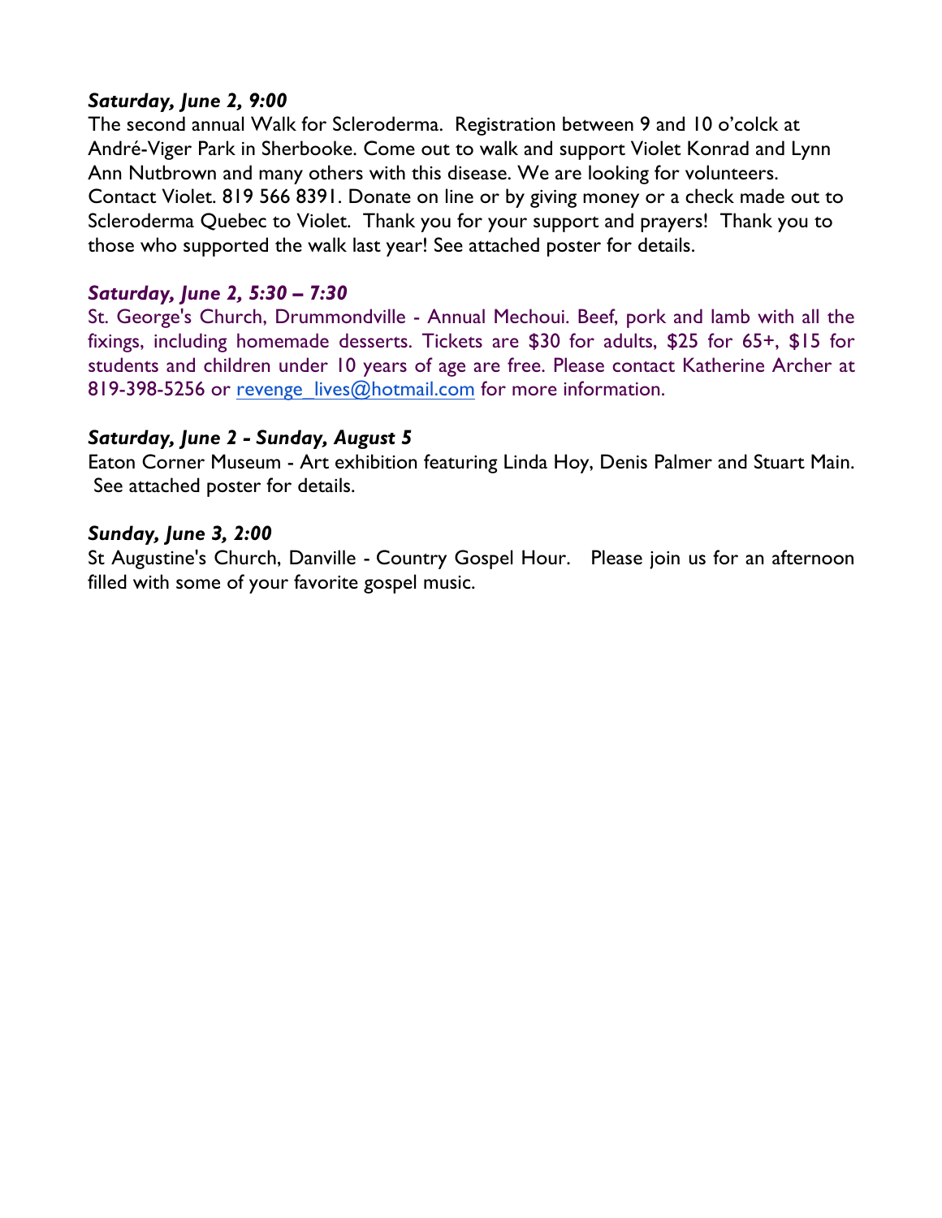***Saturday, June 2, 9:00***

The second annual Walk for Scleroderma. Registration between 9 and 10 o'colck at André-Viger Park in Sherbooke. Come out to walk and support Violet Konrad and Lynn Ann Nutbrown and many others with this disease. We are looking for volunteers. Contact Violet. 819 566 8391. Donate on line or by giving money or a check made out to Scleroderma Quebec to Violet. Thank you for your support and prayers! Thank you to those who supported the walk last year! See attached poster for details.

***Saturday, June 2, 5:30 – 7:30***

St. George's Church, Drummondville - Annual Mechoui. Beef, pork and lamb with all the fixings, including homemade desserts. Tickets are $30 for adults, $25 for 65+, $15 for students and children under 10 years of age are free. Please contact Katherine Archer at 819-398-5256 or revenge_lives@hotmail.com for more information.

***Saturday, June 2 - Sunday, August 5***

Eaton Corner Museum - Art exhibition featuring Linda Hoy, Denis Palmer and Stuart Main. See attached poster for details.

***Sunday, June 3, 2:00***

St Augustine's Church, Danville - Country Gospel Hour. Please join us for an afternoon filled with some of your favorite gospel music.